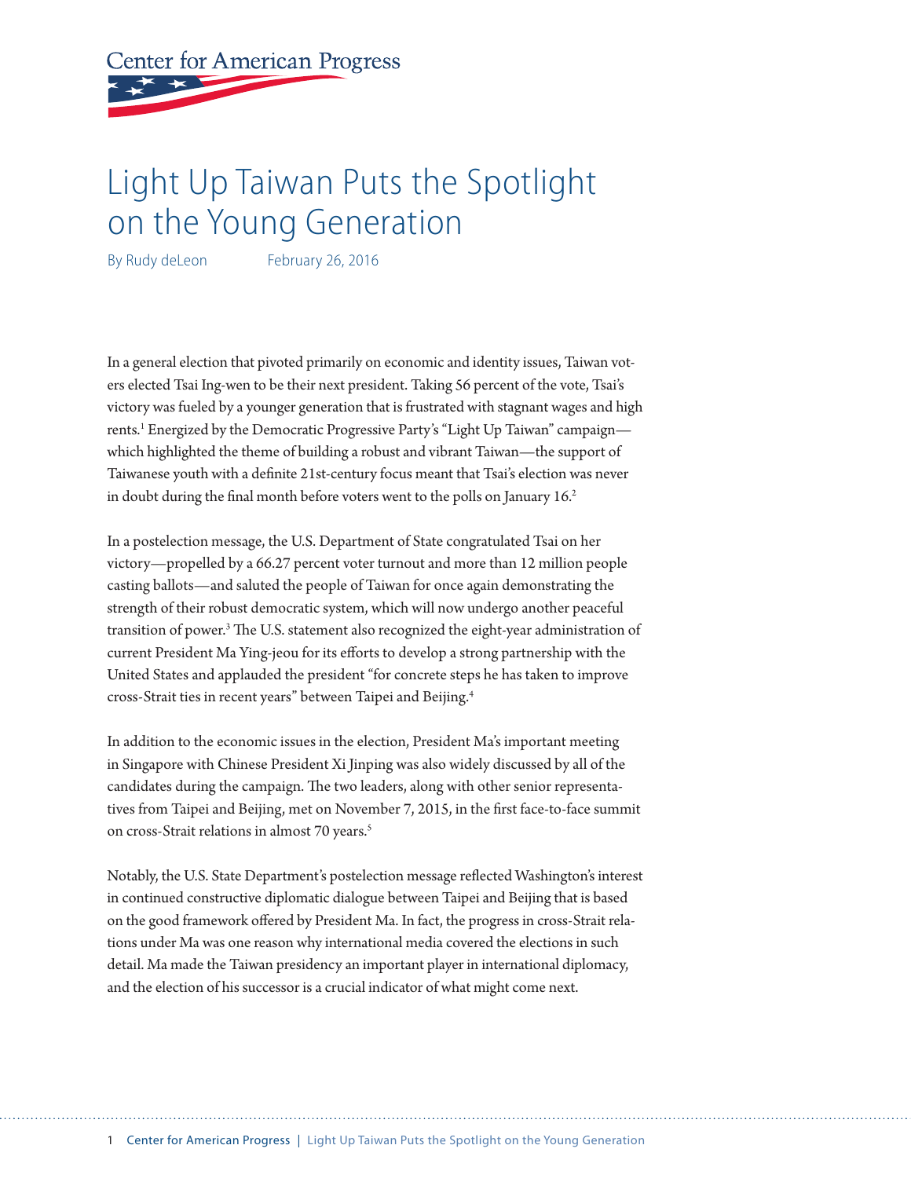# Light Up Taiwan Puts the Spotlight on the Young Generation

By Rudy deLeon February 26, 2016

In a general election that pivoted primarily on economic and identity issues, Taiwan voters elected Tsai Ing-wen to be their next president. Taking 56 percent of the vote, Tsai's victory was fueled by a younger generation that is frustrated with stagnant wages and high rents.[1] Energized by the Democratic Progressive Party's "Light Up Taiwan" campaign—which highlighted the theme of building a robust and vibrant Taiwan—the support of Taiwanese youth with a definite 21st-century focus meant that Tsai's election was never in doubt during the final month before voters went to the polls on January 16.[2]

In a postelection message, the U.S. Department of State congratulated Tsai on her victory—propelled by a 66.27 percent voter turnout and more than 12 million people casting ballots—and saluted the people of Taiwan for once again demonstrating the strength of their robust democratic system, which will now undergo another peaceful transition of power.[3] The U.S. statement also recognized the eight-year administration of current President Ma Ying-jeou for its efforts to develop a strong partnership with the United States and applauded the president "for concrete steps he has taken to improve cross-Strait ties in recent years" between Taipei and Beijing.[4]

In addition to the economic issues in the election, President Ma's important meeting in Singapore with Chinese President Xi Jinping was also widely discussed by all of the candidates during the campaign. The two leaders, along with other senior representatives from Taipei and Beijing, met on November 7, 2015, in the first face-to-face summit on cross-Strait relations in almost 70 years.[5]

Notably, the U.S. State Department's postelection message reflected Washington's interest in continued constructive diplomatic dialogue between Taipei and Beijing that is based on the good framework offered by President Ma. In fact, the progress in cross-Strait relations under Ma was one reason why international media covered the elections in such detail. Ma made the Taiwan presidency an important player in international diplomacy, and the election of his successor is a crucial indicator of what might come next.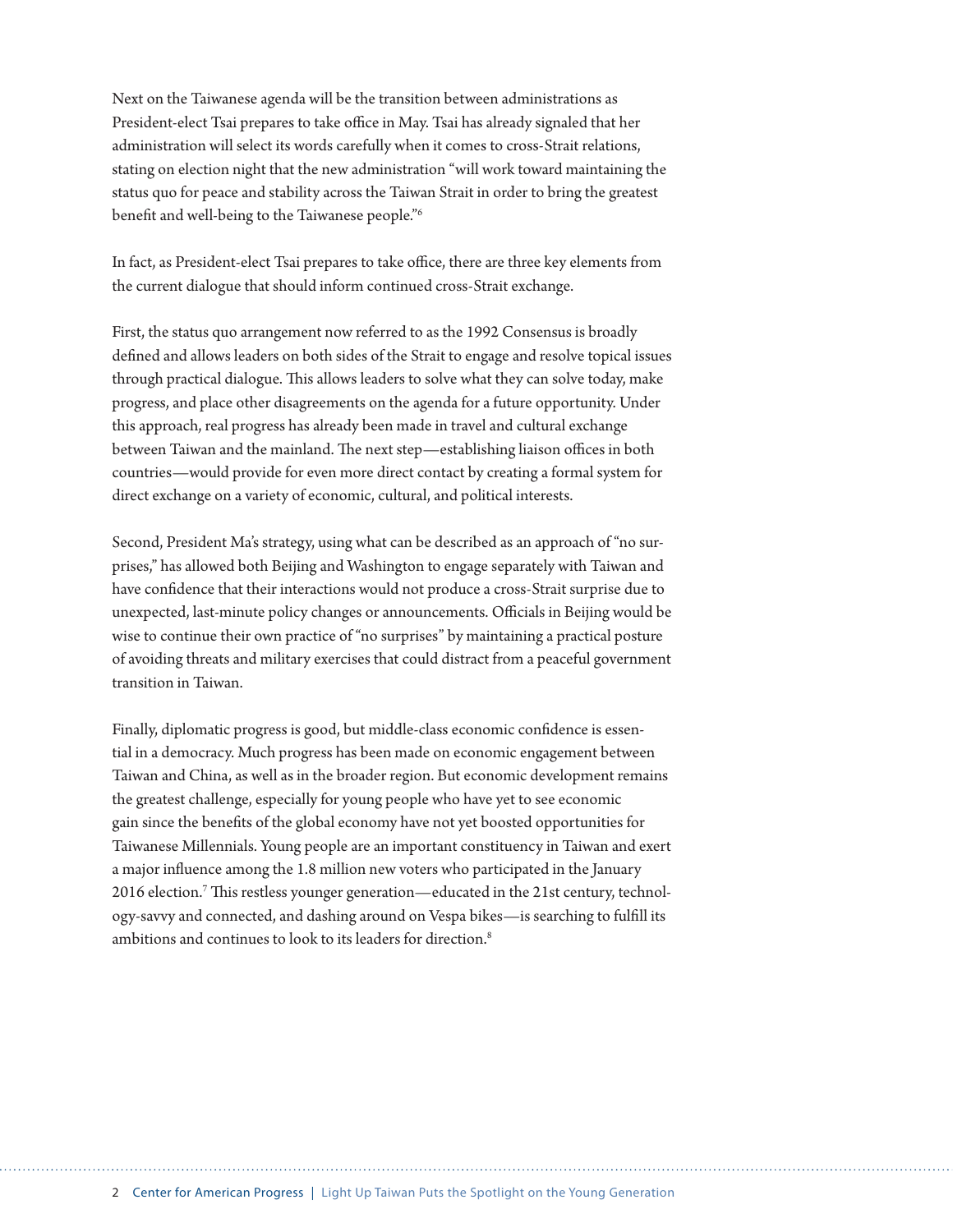Next on the Taiwanese agenda will be the transition between administrations as President-elect Tsai prepares to take office in May. Tsai has already signaled that her administration will select its words carefully when it comes to cross-Strait relations, stating on election night that the new administration "will work toward maintaining the status quo for peace and stability across the Taiwan Strait in order to bring the greatest benefit and well-being to the Taiwanese people."[6]

In fact, as President-elect Tsai prepares to take office, there are three key elements from the current dialogue that should inform continued cross-Strait exchange.

First, the status quo arrangement now referred to as the 1992 Consensus is broadly defined and allows leaders on both sides of the Strait to engage and resolve topical issues through practical dialogue. This allows leaders to solve what they can solve today, make progress, and place other disagreements on the agenda for a future opportunity. Under this approach, real progress has already been made in travel and cultural exchange between Taiwan and the mainland. The next step—establishing liaison offices in both countries—would provide for even more direct contact by creating a formal system for direct exchange on a variety of economic, cultural, and political interests.

Second, President Ma's strategy, using what can be described as an approach of "no surprises," has allowed both Beijing and Washington to engage separately with Taiwan and have confidence that their interactions would not produce a cross-Strait surprise due to unexpected, last-minute policy changes or announcements. Officials in Beijing would be wise to continue their own practice of "no surprises" by maintaining a practical posture of avoiding threats and military exercises that could distract from a peaceful government transition in Taiwan.

Finally, diplomatic progress is good, but middle-class economic confidence is essential in a democracy. Much progress has been made on economic engagement between Taiwan and China, as well as in the broader region. But economic development remains the greatest challenge, especially for young people who have yet to see economic gain since the benefits of the global economy have not yet boosted opportunities for Taiwanese Millennials. Young people are an important constituency in Taiwan and exert a major influence among the 1.8 million new voters who participated in the January 2016 election.[7] This restless younger generation—educated in the 21st century, technology-savvy and connected, and dashing around on Vespa bikes—is searching to fulfill its ambitions and continues to look to its leaders for direction.[8]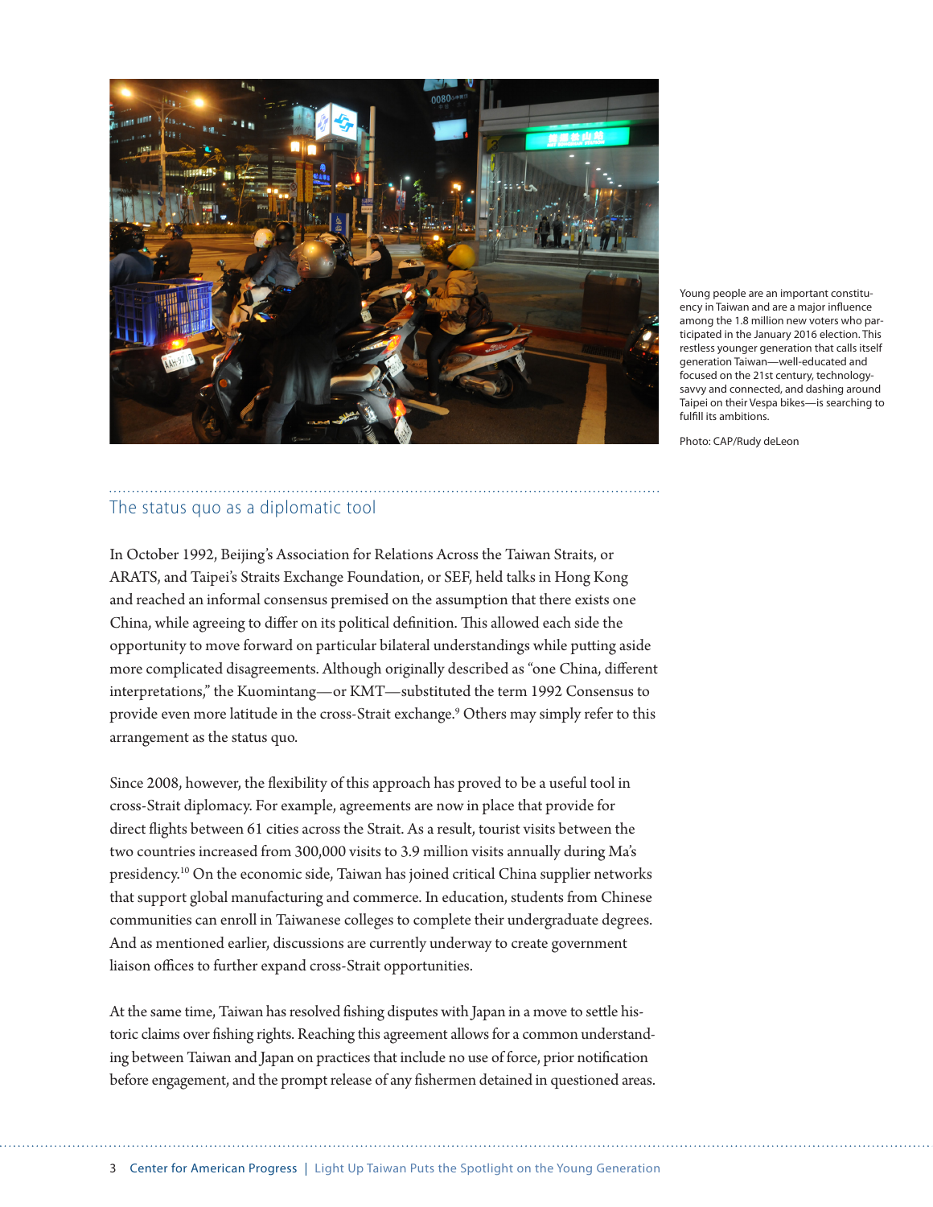Young people are an important constituency in Taiwan and are a major influence among the 1.8 million new voters who participated in the January 2016 election. This restless younger generation that calls itself generation Taiwan—well-educated and focused on the 21st century, technology-savvy and connected, and dashing around Taipei on their Vespa bikes—is searching to fulfill its ambitions.

Photo: CAP/Rudy deLeon

## The status quo as a diplomatic tool

In October 1992, Beijing's Association for Relations Across the Taiwan Straits, or ARATS, and Taipei's Straits Exchange Foundation, or SEF, held talks in Hong Kong and reached an informal consensus premised on the assumption that there exists one China, while agreeing to differ on its political definition. This allowed each side the opportunity to move forward on particular bilateral understandings while putting aside more complicated disagreements. Although originally described as "one China, different interpretations," the Kuomintang—or KMT—substituted the term 1992 Consensus to provide even more latitude in the cross-Strait exchange.[9] Others may simply refer to this arrangement as the status quo.

Since 2008, however, the flexibility of this approach has proved to be a useful tool in cross-Strait diplomacy. For example, agreements are now in place that provide for direct flights between 61 cities across the Strait. As a result, tourist visits between the two countries increased from 300,000 visits to 3.9 million visits annually during Ma's presidency.[10] On the economic side, Taiwan has joined critical China supplier networks that support global manufacturing and commerce. In education, students from Chinese communities can enroll in Taiwanese colleges to complete their undergraduate degrees. And as mentioned earlier, discussions are currently underway to create government liaison offices to further expand cross-Strait opportunities.

At the same time, Taiwan has resolved fishing disputes with Japan in a move to settle historic claims over fishing rights. Reaching this agreement allows for a common understanding between Taiwan and Japan on practices that include no use of force, prior notification before engagement, and the prompt release of any fishermen detained in questioned areas.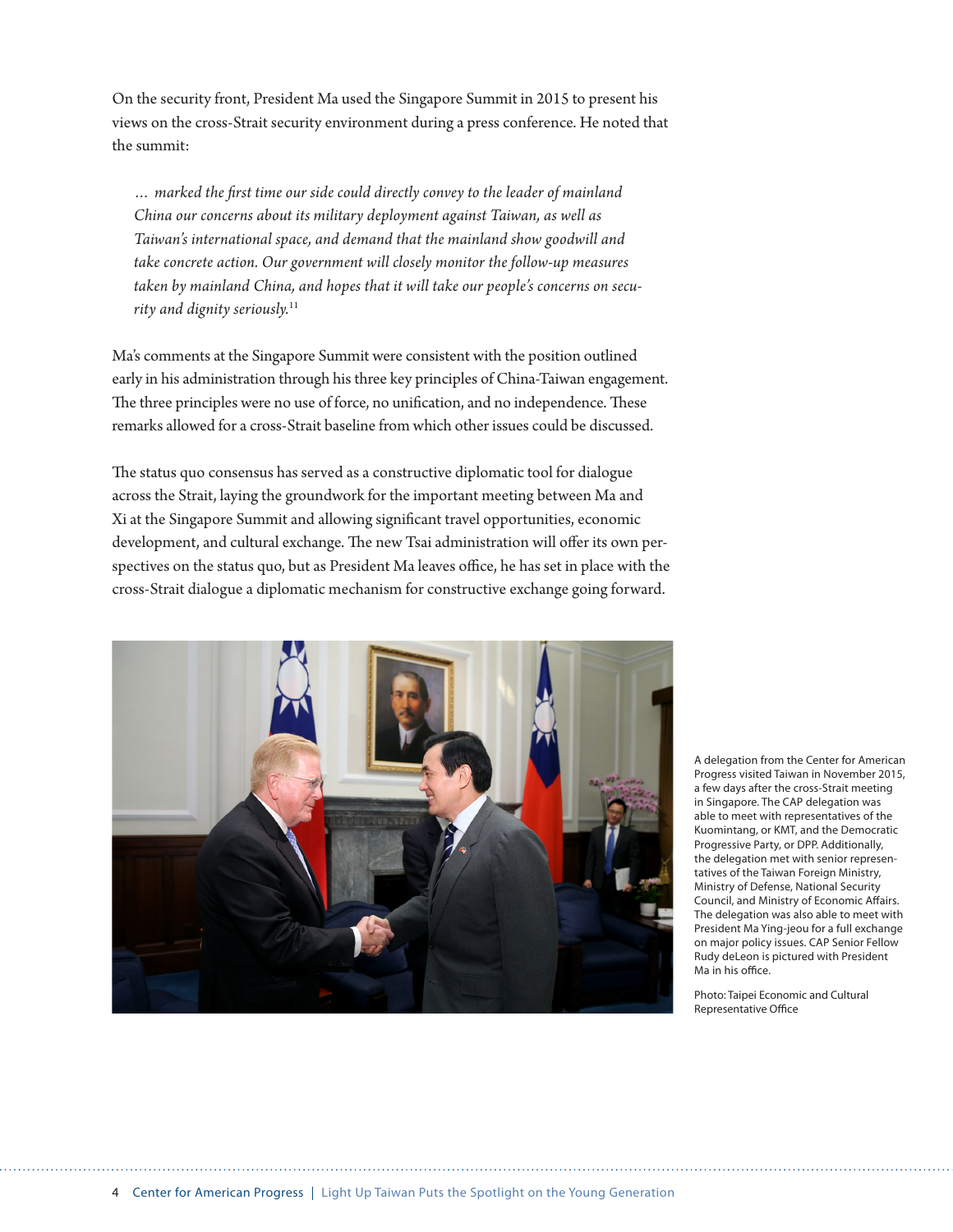On the security front, President Ma used the Singapore Summit in 2015 to present his views on the cross-Strait security environment during a press conference. He noted that the summit:

> *… marked the first time our side could directly convey to the leader of mainland China our concerns about its military deployment against Taiwan, as well as Taiwan's international space, and demand that the mainland show goodwill and take concrete action. Our government will closely monitor the follow-up measures taken by mainland China, and hopes that it will take our people's concerns on security and dignity seriously.*[11]

Ma's comments at the Singapore Summit were consistent with the position outlined early in his administration through his three key principles of China-Taiwan engagement. The three principles were no use of force, no unification, and no independence. These remarks allowed for a cross-Strait baseline from which other issues could be discussed.

The status quo consensus has served as a constructive diplomatic tool for dialogue across the Strait, laying the groundwork for the important meeting between Ma and Xi at the Singapore Summit and allowing significant travel opportunities, economic development, and cultural exchange. The new Tsai administration will offer its own perspectives on the status quo, but as President Ma leaves office, he has set in place with the cross-Strait dialogue a diplomatic mechanism for constructive exchange going forward.

A delegation from the Center for American Progress visited Taiwan in November 2015, a few days after the cross-Strait meeting in Singapore. The CAP delegation was able to meet with representatives of the Kuomintang, or KMT, and the Democratic Progressive Party, or DPP. Additionally, the delegation met with senior representatives of the Taiwan Foreign Ministry, Ministry of Defense, National Security Council, and Ministry of Economic Affairs. The delegation was also able to meet with President Ma Ying-jeou for a full exchange on major policy issues. CAP Senior Fellow Rudy deLeon is pictured with President Ma in his office.

Photo: Taipei Economic and Cultural Representative Office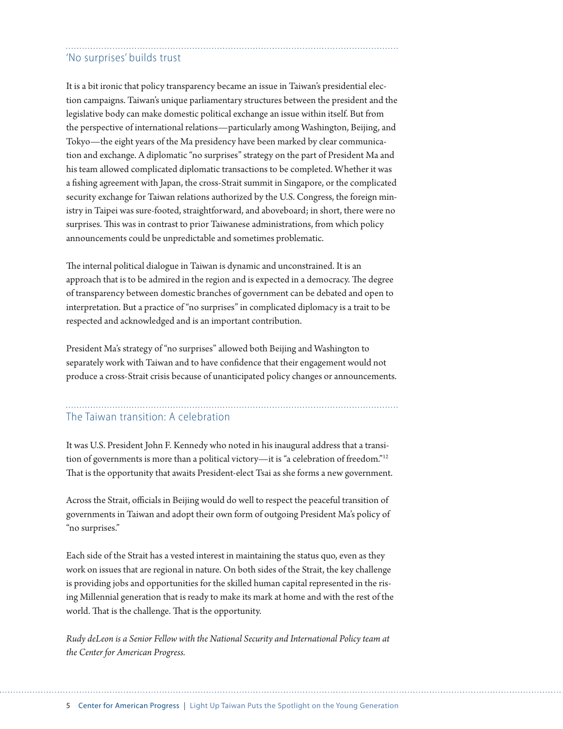## 'No surprises' builds trust

It is a bit ironic that policy transparency became an issue in Taiwan's presidential election campaigns. Taiwan's unique parliamentary structures between the president and the legislative body can make domestic political exchange an issue within itself. But from the perspective of international relations—particularly among Washington, Beijing, and Tokyo—the eight years of the Ma presidency have been marked by clear communication and exchange. A diplomatic "no surprises" strategy on the part of President Ma and his team allowed complicated diplomatic transactions to be completed. Whether it was a fishing agreement with Japan, the cross-Strait summit in Singapore, or the complicated security exchange for Taiwan relations authorized by the U.S. Congress, the foreign ministry in Taipei was sure-footed, straightforward, and aboveboard; in short, there were no surprises. This was in contrast to prior Taiwanese administrations, from which policy announcements could be unpredictable and sometimes problematic.

The internal political dialogue in Taiwan is dynamic and unconstrained. It is an approach that is to be admired in the region and is expected in a democracy. The degree of transparency between domestic branches of government can be debated and open to interpretation. But a practice of "no surprises" in complicated diplomacy is a trait to be respected and acknowledged and is an important contribution.

President Ma's strategy of "no surprises" allowed both Beijing and Washington to separately work with Taiwan and to have confidence that their engagement would not produce a cross-Strait crisis because of unanticipated policy changes or announcements.

## The Taiwan transition: A celebration

It was U.S. President John F. Kennedy who noted in his inaugural address that a transition of governments is more than a political victory—it is "a celebration of freedom."[12] That is the opportunity that awaits President-elect Tsai as she forms a new government.

Across the Strait, officials in Beijing would do well to respect the peaceful transition of governments in Taiwan and adopt their own form of outgoing President Ma's policy of "no surprises."

Each side of the Strait has a vested interest in maintaining the status quo, even as they work on issues that are regional in nature. On both sides of the Strait, the key challenge is providing jobs and opportunities for the skilled human capital represented in the rising Millennial generation that is ready to make its mark at home and with the rest of the world. That is the challenge. That is the opportunity.

*Rudy deLeon is a Senior Fellow with the National Security and International Policy team at the Center for American Progress.*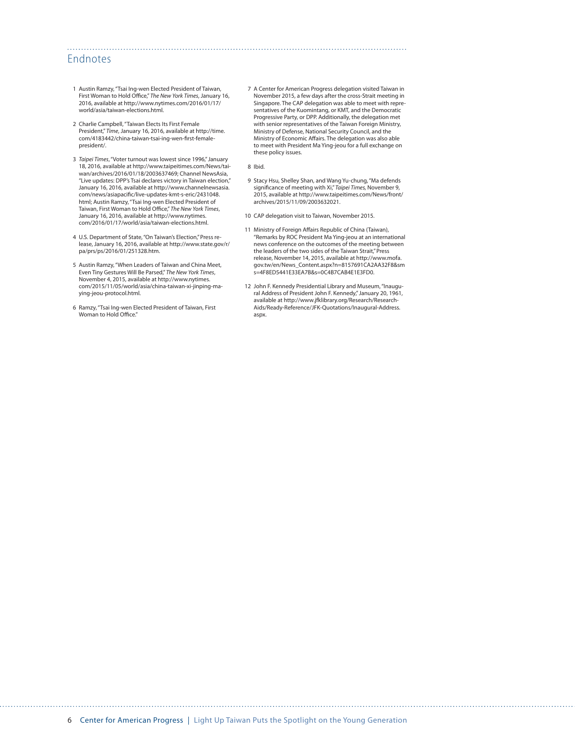## Endnotes

1. Austin Ramzy, "Tsai Ing-wen Elected President of Taiwan, First Woman to Hold Office," *The New York Times*, January 16, 2016, available at http://www.nytimes.com/2016/01/17/world/asia/taiwan-elections.html.

2. Charlie Campbell, "Taiwan Elects Its First Female President," *Time*, January 16, 2016, available at http://time.com/4183442/china-taiwan-tsai-ing-wen-first-female-president/.

3. *Taipei Times*, "Voter turnout was lowest since 1996," January 18, 2016, available at http://www.taipeitimes.com/News/taiwan/archives/2016/01/18/2003637469; Channel NewsAsia, "Live updates: DPP's Tsai declares victory in Taiwan election," January 16, 2016, available at http://www.channelnewsasia.com/news/asiapacific/live-updates-kmt-s-eric/2431048.html; Austin Ramzy, "Tsai Ing-wen Elected President of Taiwan, First Woman to Hold Office," *The New York Times*, January 16, 2016, available at http://www.nytimes.com/2016/01/17/world/asia/taiwan-elections.html.

4. U.S. Department of State, "On Taiwan's Election," Press release, January 16, 2016, available at http://www.state.gov/r/pa/prs/ps/2016/01/251328.htm.

5. Austin Ramzy, "When Leaders of Taiwan and China Meet, Even Tiny Gestures Will Be Parsed," *The New York Times*, November 4, 2015, available at http://www.nytimes.com/2015/11/05/world/asia/china-taiwan-xi-jinping-ma-ying-jeou-protocol.html.

6. Ramzy, "Tsai Ing-wen Elected President of Taiwan, First Woman to Hold Office."

7. A Center for American Progress delegation visited Taiwan in November 2015, a few days after the cross-Strait meeting in Singapore. The CAP delegation was able to meet with representatives of the Kuomintang, or KMT, and the Democratic Progressive Party, or DPP. Additionally, the delegation met with senior representatives of the Taiwan Foreign Ministry, Ministry of Defense, National Security Council, and the Ministry of Economic Affairs. The delegation was also able to meet with President Ma Ying-jeou for a full exchange on these policy issues.

8. Ibid.

9. Stacy Hsu, Shelley Shan, and Wang Yu-chung, "Ma defends significance of meeting with Xi," *Taipei Times*, November 9, 2015, available at http://www.taipeitimes.com/News/front/archives/2015/11/09/2003632021.

10. CAP delegation visit to Taiwan, November 2015.

11. Ministry of Foreign Affairs Republic of China (Taiwan), "Remarks by ROC President Ma Ying-jeou at an international news conference on the outcomes of the meeting between the leaders of the two sides of the Taiwan Strait," Press release, November 14, 2015, available at http://www.mofa.gov.tw/en/News_Content.aspx?n=8157691CA2AA32F8&sms=4F8ED5441E33EA7B&s=0C4B7CAB4E1E3FD0.

12. John F. Kennedy Presidential Library and Museum, "Inaugural Address of President John F. Kennedy," January 20, 1961, available at http://www.jfklibrary.org/Research/Research-Aids/Ready-Reference/JFK-Quotations/Inaugural-Address.aspx.